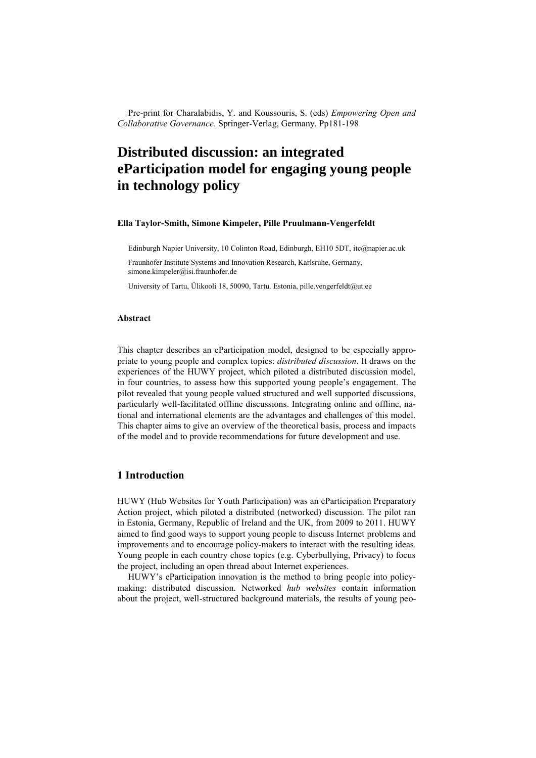Pre-print for Charalabidis, Y. and Koussouris, S. (eds) *Empowering Open and Collaborative Governance*. Springer-Verlag, Germany. Pp181-198

# Distributed discussion: an integrated eParticipation model for engaging young people in technology policy

**Ella Taylor-Smith, Simone Kimpeler, Pille Pruulmann-Vengerfeldt**

Edinburgh Napier University, 10 Colinton Road, Edinburgh, EH10 5DT, itc@napier.ac.uk

Fraunhofer Institute Systems and Innovation Research, Karlsruhe, Germany, simone.kimpeler@isi.fraunhofer.de

University of Tartu, Ülikooli 18, 50090, Tartu. Estonia, pille.vengerfeldt@ut.ee

#### Abstract

This chapter describes an eParticipation model, designed to be especially appropriate to young people and complex topics: *distributed discussion*. It draws on the experiences of the HUWY project, which piloted a distributed discussion model, in four countries, to assess how this supported young people's engagement. The pilot revealed that young people valued structured and well supported discussions, particularly well-facilitated offline discussions. Integrating online and offline, national and international elements are the advantages and challenges of this model. This chapter aims to give an overview of the theoretical basis, process and impacts of the model and to provide recommendations for future development and use.

## 1 Introduction

HUWY (Hub Websites for Youth Participation) was an eParticipation Preparatory Action project, which piloted a distributed (networked) discussion. The pilot ran in Estonia, Germany, Republic of Ireland and the UK, from 2009 to 2011. HUWY aimed to find good ways to support young people to discuss Internet problems and improvements and to encourage policy-makers to interact with the resulting ideas. Young people in each country chose topics (e.g. Cyberbullying, Privacy) to focus the project, including an open thread about Internet experiences.

HUWY's eParticipation innovation is the method to bring people into policy-making: distributed discussion. Networked *hub websites* contain information about the project, well-structured background materials, the results of young peo-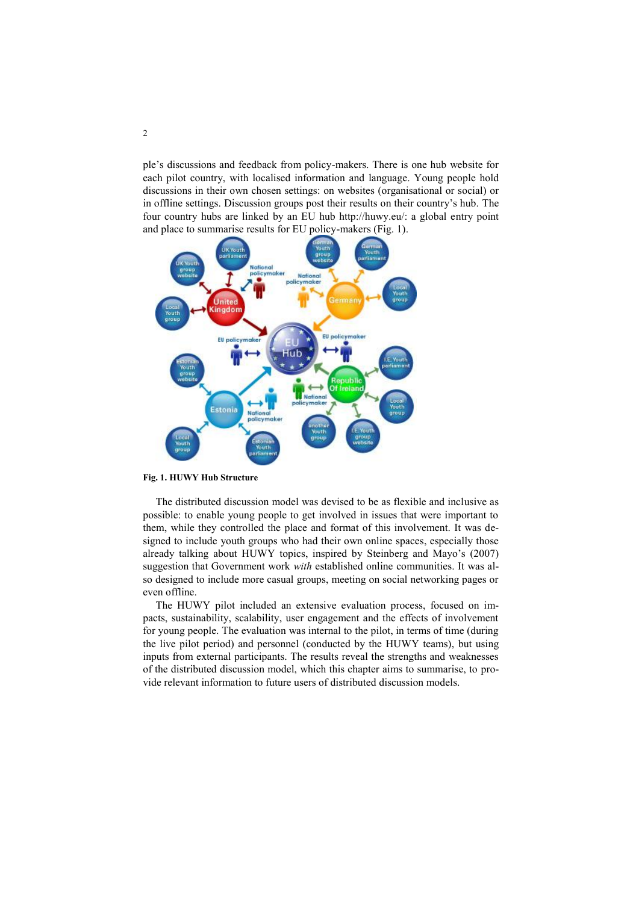ple's discussions and feedback from policy-makers. There is one hub website for each pilot country, with localised information and language. Young people hold discussions in their own chosen settings: on websites (organisational or social) or in offline settings. Discussion groups post their results on their country's hub. The four country hubs are linked by an EU hub http://huwy.eu/: a global entry point and place to summarise results for EU policy-makers (Fig. 1).

**Fig. 1. HUWY Hub Structure**

The distributed discussion model was devised to be as flexible and inclusive as possible: to enable young people to get involved in issues that were important to them, while they controlled the place and format of this involvement. It was designed to include youth groups who had their own online spaces, especially those already talking about HUWY topics, inspired by Steinberg and Mayo's (2007) suggestion that Government work *with* established online communities. It was also designed to include more casual groups, meeting on social networking pages or even offline.

The HUWY pilot included an extensive evaluation process, focused on impacts, sustainability, scalability, user engagement and the effects of involvement for young people. The evaluation was internal to the pilot, in terms of time (during the live pilot period) and personnel (conducted by the HUWY teams), but using inputs from external participants. The results reveal the strengths and weaknesses of the distributed discussion model, which this chapter aims to summarise, to provide relevant information to future users of distributed discussion models.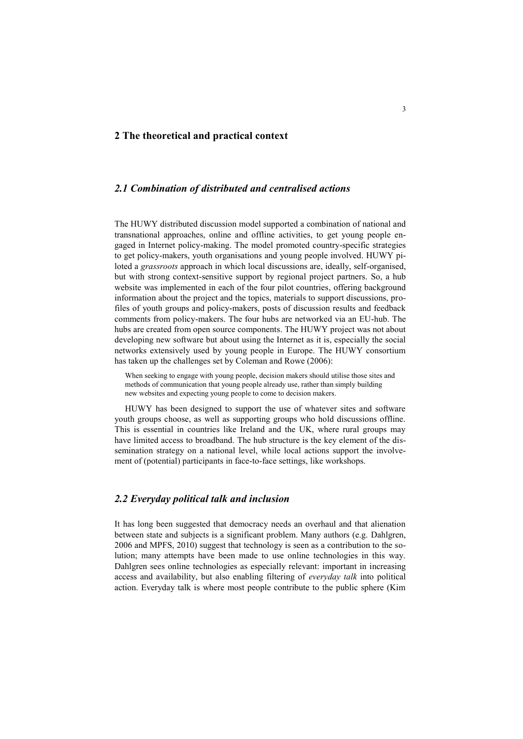## 2 The theoretical and practical context

### *2.1 Combination of distributed and centralised actions*

The HUWY distributed discussion model supported a combination of national and transnational approaches, online and offline activities, to get young people engaged in Internet policy-making. The model promoted country-specific strategies to get policy-makers, youth organisations and young people involved. HUWY piloted a *grassroots* approach in which local discussions are, ideally, self-organised, but with strong context-sensitive support by regional project partners. So, a hub website was implemented in each of the four pilot countries, offering background information about the project and the topics, materials to support discussions, profiles of youth groups and policy-makers, posts of discussion results and feedback comments from policy-makers. The four hubs are networked via an EU-hub. The hubs are created from open source components. The HUWY project was not about developing new software but about using the Internet as it is, especially the social networks extensively used by young people in Europe. The HUWY consortium has taken up the challenges set by Coleman and Rowe (2006):

> When seeking to engage with young people, decision makers should utilise those sites and methods of communication that young people already use, rather than simply building new websites and expecting young people to come to decision makers.

HUWY has been designed to support the use of whatever sites and software youth groups choose, as well as supporting groups who hold discussions offline. This is essential in countries like Ireland and the UK, where rural groups may have limited access to broadband. The hub structure is the key element of the dissemination strategy on a national level, while local actions support the involvement of (potential) participants in face-to-face settings, like workshops.

### *2.2 Everyday political talk and inclusion*

It has long been suggested that democracy needs an overhaul and that alienation between state and subjects is a significant problem. Many authors (e.g. Dahlgren, 2006 and MPFS, 2010) suggest that technology is seen as a contribution to the solution; many attempts have been made to use online technologies in this way. Dahlgren sees online technologies as especially relevant: important in increasing access and availability, but also enabling filtering of *everyday talk* into political action. Everyday talk is where most people contribute to the public sphere (Kim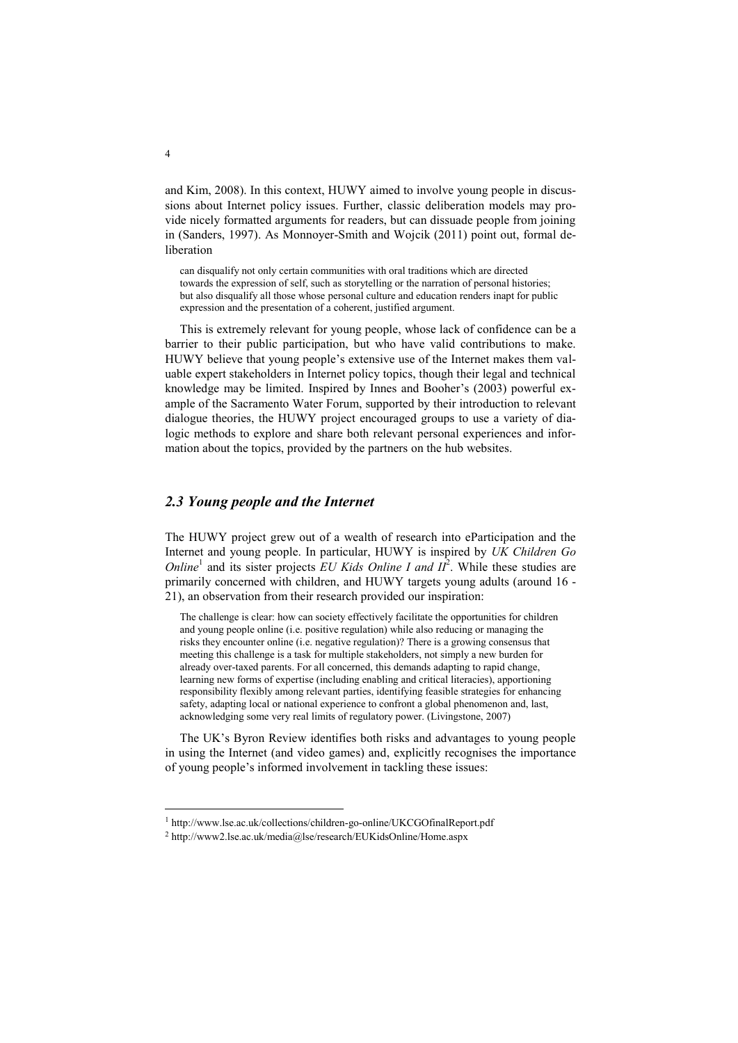and Kim, 2008). In this context, HUWY aimed to involve young people in discussions about Internet policy issues. Further, classic deliberation models may provide nicely formatted arguments for readers, but can dissuade people from joining in (Sanders, 1997). As Monnoyer-Smith and Wojcik (2011) point out, formal deliberation

> can disqualify not only certain communities with oral traditions which are directed towards the expression of self, such as storytelling or the narration of personal histories; but also disqualify all those whose personal culture and education renders inapt for public expression and the presentation of a coherent, justified argument.

This is extremely relevant for young people, whose lack of confidence can be a barrier to their public participation, but who have valid contributions to make. HUWY believe that young people's extensive use of the Internet makes them valuable expert stakeholders in Internet policy topics, though their legal and technical knowledge may be limited. Inspired by Innes and Booher's (2003) powerful example of the Sacramento Water Forum, supported by their introduction to relevant dialogue theories, the HUWY project encouraged groups to use a variety of dialogic methods to explore and share both relevant personal experiences and information about the topics, provided by the partners on the hub websites.

## *2.3 Young people and the Internet*

The HUWY project grew out of a wealth of research into eParticipation and the Internet and young people. In particular, HUWY is inspired by *UK Children Go Online*[1] and its sister projects *EU Kids Online I and II*[2]. While these studies are primarily concerned with children, and HUWY targets young adults (around 16 - 21), an observation from their research provided our inspiration:

> The challenge is clear: how can society effectively facilitate the opportunities for children and young people online (i.e. positive regulation) while also reducing or managing the risks they encounter online (i.e. negative regulation)? There is a growing consensus that meeting this challenge is a task for multiple stakeholders, not simply a new burden for already over-taxed parents. For all concerned, this demands adapting to rapid change, learning new forms of expertise (including enabling and critical literacies), apportioning responsibility flexibly among relevant parties, identifying feasible strategies for enhancing safety, adapting local or national experience to confront a global phenomenon and, last, acknowledging some very real limits of regulatory power. (Livingstone, 2007)

The UK's Byron Review identifies both risks and advantages to young people in using the Internet (and video games) and, explicitly recognises the importance of young people's informed involvement in tackling these issues:

---

[1] http://www.lse.ac.uk/collections/children-go-online/UKCGOfinalReport.pdf

[2] http://www2.lse.ac.uk/media@lse/research/EUKidsOnline/Home.aspx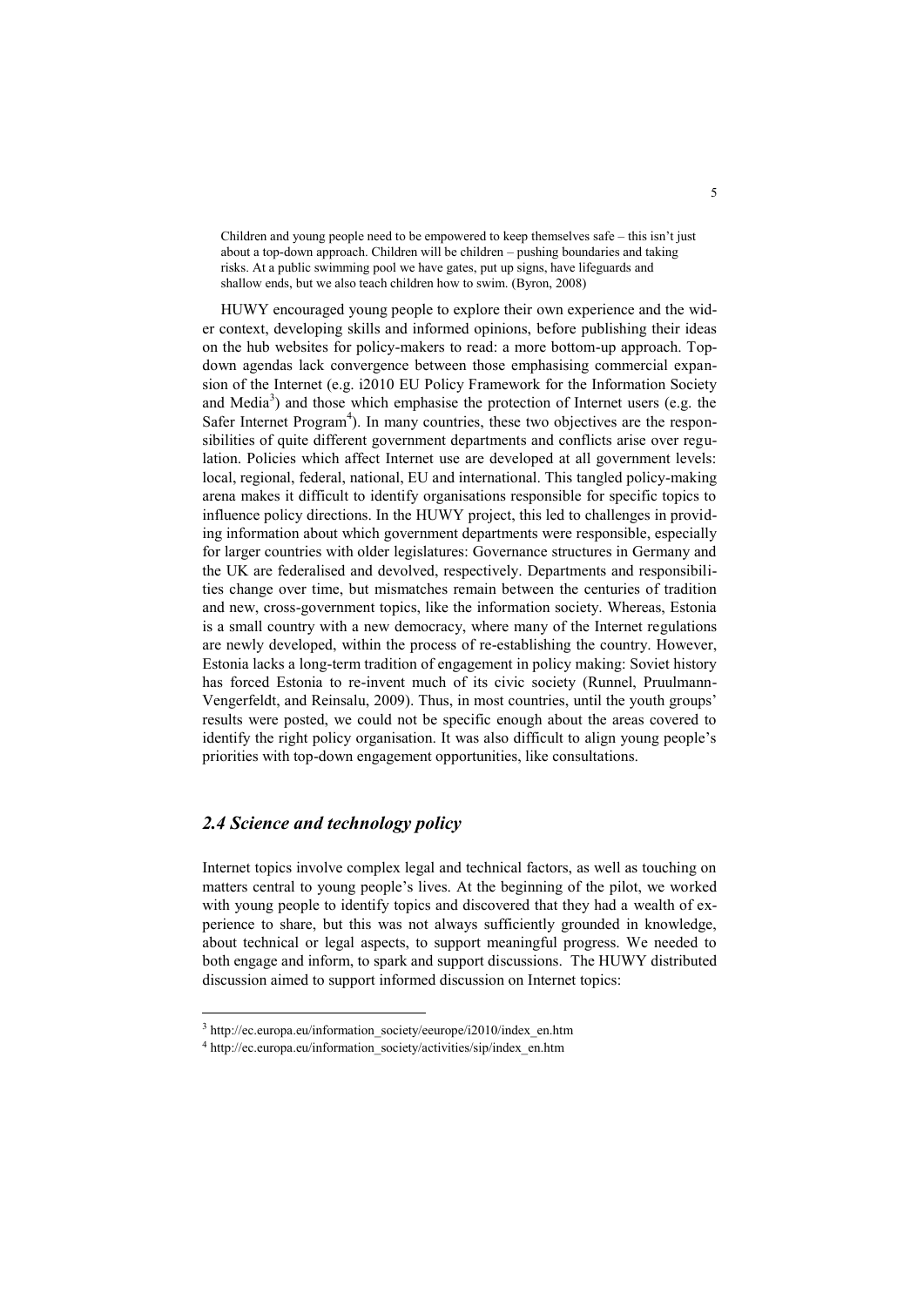> Children and young people need to be empowered to keep themselves safe – this isn't just about a top-down approach. Children will be children – pushing boundaries and taking risks. At a public swimming pool we have gates, put up signs, have lifeguards and shallow ends, but we also teach children how to swim. (Byron, 2008)

HUWY encouraged young people to explore their own experience and the wider context, developing skills and informed opinions, before publishing their ideas on the hub websites for policy-makers to read: a more bottom-up approach. Top-down agendas lack convergence between those emphasising commercial expansion of the Internet (e.g. i2010 EU Policy Framework for the Information Society and Media[3]) and those which emphasise the protection of Internet users (e.g. the Safer Internet Program[4]). In many countries, these two objectives are the responsibilities of quite different government departments and conflicts arise over regulation. Policies which affect Internet use are developed at all government levels: local, regional, federal, national, EU and international. This tangled policy-making arena makes it difficult to identify organisations responsible for specific topics to influence policy directions. In the HUWY project, this led to challenges in providing information about which government departments were responsible, especially for larger countries with older legislatures: Governance structures in Germany and the UK are federalised and devolved, respectively. Departments and responsibilities change over time, but mismatches remain between the centuries of tradition and new, cross-government topics, like the information society. Whereas, Estonia is a small country with a new democracy, where many of the Internet regulations are newly developed, within the process of re-establishing the country. However, Estonia lacks a long-term tradition of engagement in policy making: Soviet history has forced Estonia to re-invent much of its civic society (Runnel, Pruulmann-Vengerfeldt, and Reinsalu, 2009). Thus, in most countries, until the youth groups' results were posted, we could not be specific enough about the areas covered to identify the right policy organisation. It was also difficult to align young people's priorities with top-down engagement opportunities, like consultations.

### *2.4 Science and technology policy*

Internet topics involve complex legal and technical factors, as well as touching on matters central to young people's lives. At the beginning of the pilot, we worked with young people to identify topics and discovered that they had a wealth of experience to share, but this was not always sufficiently grounded in knowledge, about technical or legal aspects, to support meaningful progress. We needed to both engage and inform, to spark and support discussions. The HUWY distributed discussion aimed to support informed discussion on Internet topics:

---

[3] http://ec.europa.eu/information_society/eeurope/i2010/index_en.htm

[4] http://ec.europa.eu/information_society/activities/sip/index_en.htm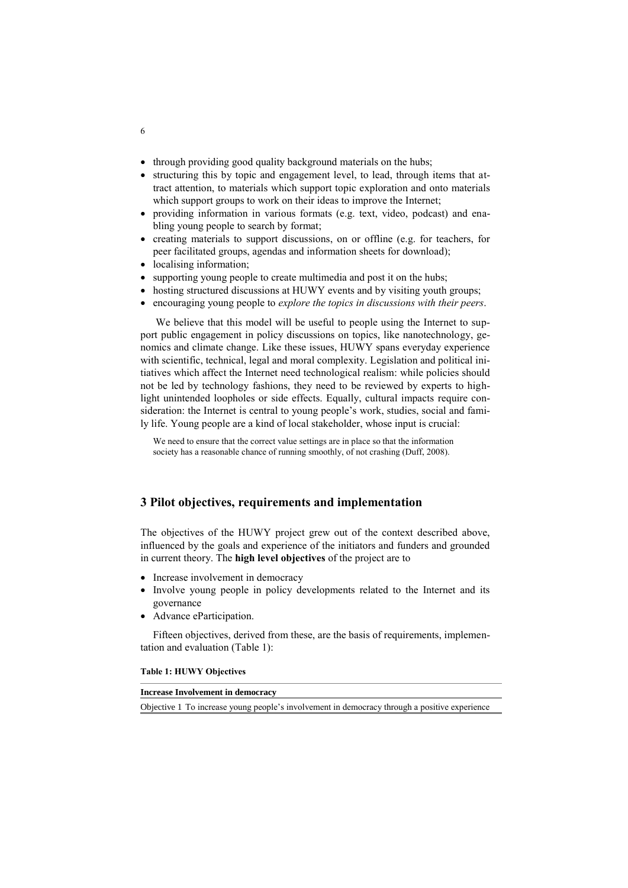- through providing good quality background materials on the hubs;
- structuring this by topic and engagement level, to lead, through items that attract attention, to materials which support topic exploration and onto materials which support groups to work on their ideas to improve the Internet;
- providing information in various formats (e.g. text, video, podcast) and enabling young people to search by format;
- creating materials to support discussions, on or offline (e.g. for teachers, for peer facilitated groups, agendas and information sheets for download);
- localising information;
- supporting young people to create multimedia and post it on the hubs;
- hosting structured discussions at HUWY events and by visiting youth groups;
- encouraging young people to *explore the topics in discussions with their peers*.

We believe that this model will be useful to people using the Internet to support public engagement in policy discussions on topics, like nanotechnology, genomics and climate change. Like these issues, HUWY spans everyday experience with scientific, technical, legal and moral complexity. Legislation and political initiatives which affect the Internet need technological realism: while policies should not be led by technology fashions, they need to be reviewed by experts to highlight unintended loopholes or side effects. Equally, cultural impacts require consideration: the Internet is central to young people's work, studies, social and family life. Young people are a kind of local stakeholder, whose input is crucial:

> We need to ensure that the correct value settings are in place so that the information society has a reasonable chance of running smoothly, of not crashing (Duff, 2008).

## 3 Pilot objectives, requirements and implementation

The objectives of the HUWY project grew out of the context described above, influenced by the goals and experience of the initiators and funders and grounded in current theory. The **high level objectives** of the project are to

- Increase involvement in democracy
- Involve young people in policy developments related to the Internet and its governance
- Advance eParticipation.

Fifteen objectives, derived from these, are the basis of requirements, implementation and evaluation (Table 1):

**Table 1: HUWY Objectives**

| **Increase Involvement in democracy** | |
|---|---|
| Objective 1 | To increase young people's involvement in democracy through a positive experience |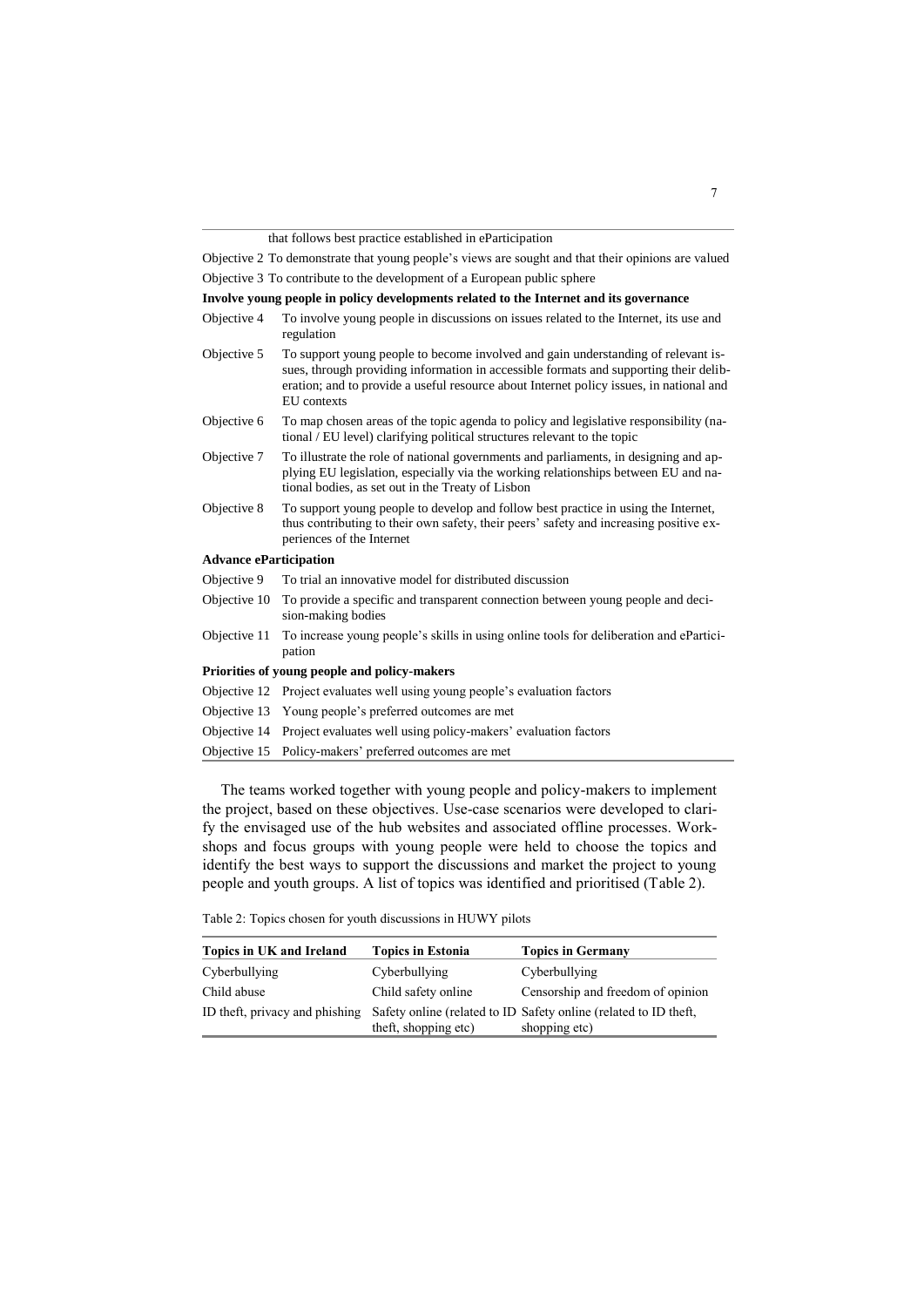| | |
|---|---|
| | that follows best practice established in eParticipation |
| Objective 2 | To demonstrate that young people's views are sought and that their opinions are valued |
| Objective 3 | To contribute to the development of a European public sphere |
| **Involve young people in policy developments related to the Internet and its governance** | |
| Objective 4 | To involve young people in discussions on issues related to the Internet, its use and regulation |
| Objective 5 | To support young people to become involved and gain understanding of relevant issues, through providing information in accessible formats and supporting their deliberation; and to provide a useful resource about Internet policy issues, in national and EU contexts |
| Objective 6 | To map chosen areas of the topic agenda to policy and legislative responsibility (national / EU level) clarifying political structures relevant to the topic |
| Objective 7 | To illustrate the role of national governments and parliaments, in designing and applying EU legislation, especially via the working relationships between EU and national bodies, as set out in the Treaty of Lisbon |
| Objective 8 | To support young people to develop and follow best practice in using the Internet, thus contributing to their own safety, their peers' safety and increasing positive experiences of the Internet |
| **Advance eParticipation** | |
| Objective 9 | To trial an innovative model for distributed discussion |
| Objective 10 | To provide a specific and transparent connection between young people and decision-making bodies |
| Objective 11 | To increase young people's skills in using online tools for deliberation and eParticipation |
| **Priorities of young people and policy-makers** | |
| Objective 12 | Project evaluates well using young people's evaluation factors |
| Objective 13 | Young people's preferred outcomes are met |
| Objective 14 | Project evaluates well using policy-makers' evaluation factors |
| Objective 15 | Policy-makers' preferred outcomes are met |

The teams worked together with young people and policy-makers to implement the project, based on these objectives. Use-case scenarios were developed to clarify the envisaged use of the hub websites and associated offline processes. Workshops and focus groups with young people were held to choose the topics and identify the best ways to support the discussions and market the project to young people and youth groups. A list of topics was identified and prioritised (Table 2).

Table 2: Topics chosen for youth discussions in HUWY pilots

| Topics in UK and Ireland | Topics in Estonia | Topics in Germany |
|---|---|---|
| Cyberbullying | Cyberbullying | Cyberbullying |
| Child abuse | Child safety online | Censorship and freedom of opinion |
| ID theft, privacy and phishing | Safety online (related to ID theft, shopping etc) | Safety online (related to ID theft, shopping etc) |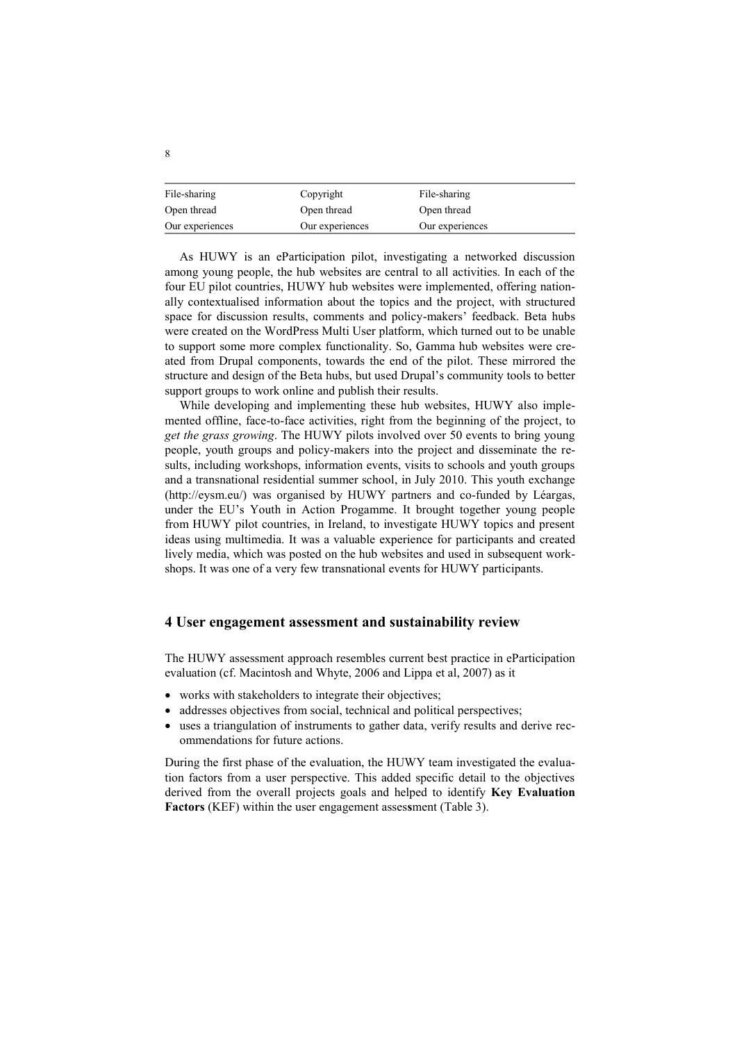| File-sharing | Copyright | File-sharing |
|---|---|---|
| Open thread | Open thread | Open thread |
| Our experiences | Our experiences | Our experiences |

As HUWY is an eParticipation pilot, investigating a networked discussion among young people, the hub websites are central to all activities. In each of the four EU pilot countries, HUWY hub websites were implemented, offering nationally contextualised information about the topics and the project, with structured space for discussion results, comments and policy-makers' feedback. Beta hubs were created on the WordPress Multi User platform, which turned out to be unable to support some more complex functionality. So, Gamma hub websites were created from Drupal components, towards the end of the pilot. These mirrored the structure and design of the Beta hubs, but used Drupal's community tools to better support groups to work online and publish their results.

While developing and implementing these hub websites, HUWY also implemented offline, face-to-face activities, right from the beginning of the project, to *get the grass growing*. The HUWY pilots involved over 50 events to bring young people, youth groups and policy-makers into the project and disseminate the results, including workshops, information events, visits to schools and youth groups and a transnational residential summer school, in July 2010. This youth exchange (http://eysm.eu/) was organised by HUWY partners and co-funded by Léargas, under the EU's Youth in Action Progamme. It brought together young people from HUWY pilot countries, in Ireland, to investigate HUWY topics and present ideas using multimedia. It was a valuable experience for participants and created lively media, which was posted on the hub websites and used in subsequent workshops. It was one of a very few transnational events for HUWY participants.

## 4 User engagement assessment and sustainability review

The HUWY assessment approach resembles current best practice in eParticipation evaluation (cf. Macintosh and Whyte, 2006 and Lippa et al, 2007) as it

- works with stakeholders to integrate their objectives;
- addresses objectives from social, technical and political perspectives;
- uses a triangulation of instruments to gather data, verify results and derive recommendations for future actions.

During the first phase of the evaluation, the HUWY team investigated the evaluation factors from a user perspective. This added specific detail to the objectives derived from the overall projects goals and helped to identify **Key Evaluation Factors** (KEF) within the user engagement assessment (Table 3).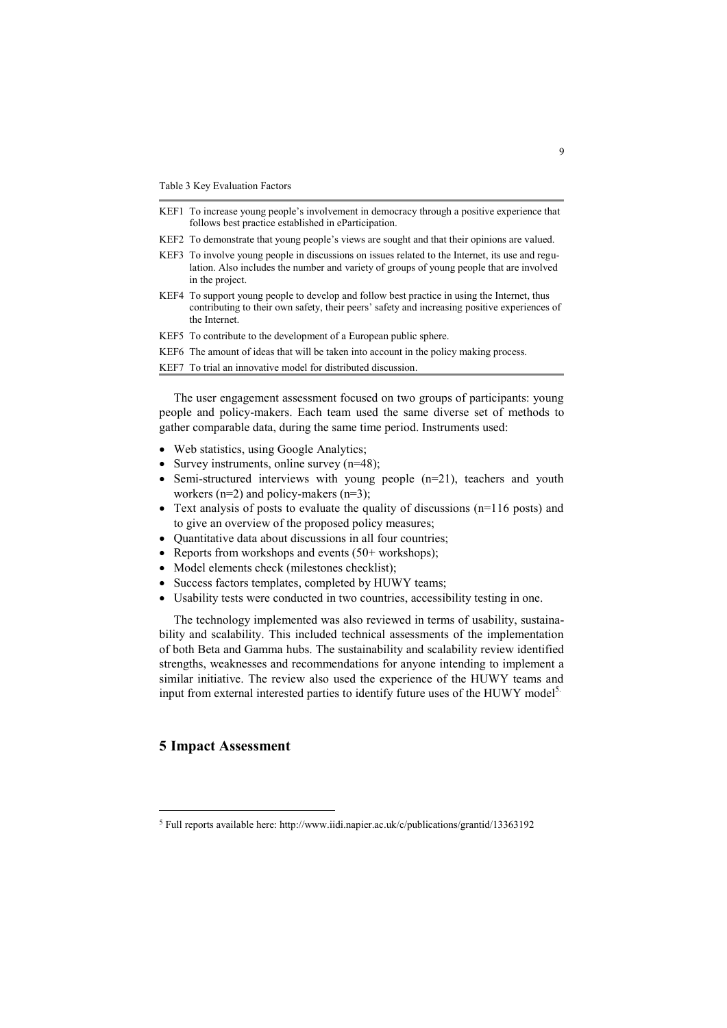Table 3 Key Evaluation Factors

| | |
|---|---|
| KEF1 | To increase young people's involvement in democracy through a positive experience that follows best practice established in eParticipation. |
| KEF2 | To demonstrate that young people's views are sought and that their opinions are valued. |
| KEF3 | To involve young people in discussions on issues related to the Internet, its use and regulation. Also includes the number and variety of groups of young people that are involved in the project. |
| KEF4 | To support young people to develop and follow best practice in using the Internet, thus contributing to their own safety, their peers' safety and increasing positive experiences of the Internet. |
| KEF5 | To contribute to the development of a European public sphere. |
| KEF6 | The amount of ideas that will be taken into account in the policy making process. |
| KEF7 | To trial an innovative model for distributed discussion. |

The user engagement assessment focused on two groups of participants: young people and policy-makers. Each team used the same diverse set of methods to gather comparable data, during the same time period. Instruments used:

- Web statistics, using Google Analytics;
- Survey instruments, online survey (n=48);
- Semi-structured interviews with young people (n=21), teachers and youth workers (n=2) and policy-makers (n=3);
- Text analysis of posts to evaluate the quality of discussions (n=116 posts) and to give an overview of the proposed policy measures;
- Quantitative data about discussions in all four countries;
- Reports from workshops and events (50+ workshops);
- Model elements check (milestones checklist);
- Success factors templates, completed by HUWY teams;
- Usability tests were conducted in two countries, accessibility testing in one.

The technology implemented was also reviewed in terms of usability, sustainability and scalability. This included technical assessments of the implementation of both Beta and Gamma hubs. The sustainability and scalability review identified strengths, weaknesses and recommendations for anyone intending to implement a similar initiative. The review also used the experience of the HUWY teams and input from external interested parties to identify future uses of the HUWY model[5].

## 5 Impact Assessment

[5] Full reports available here: http://www.iidi.napier.ac.uk/c/publications/grantid/13363192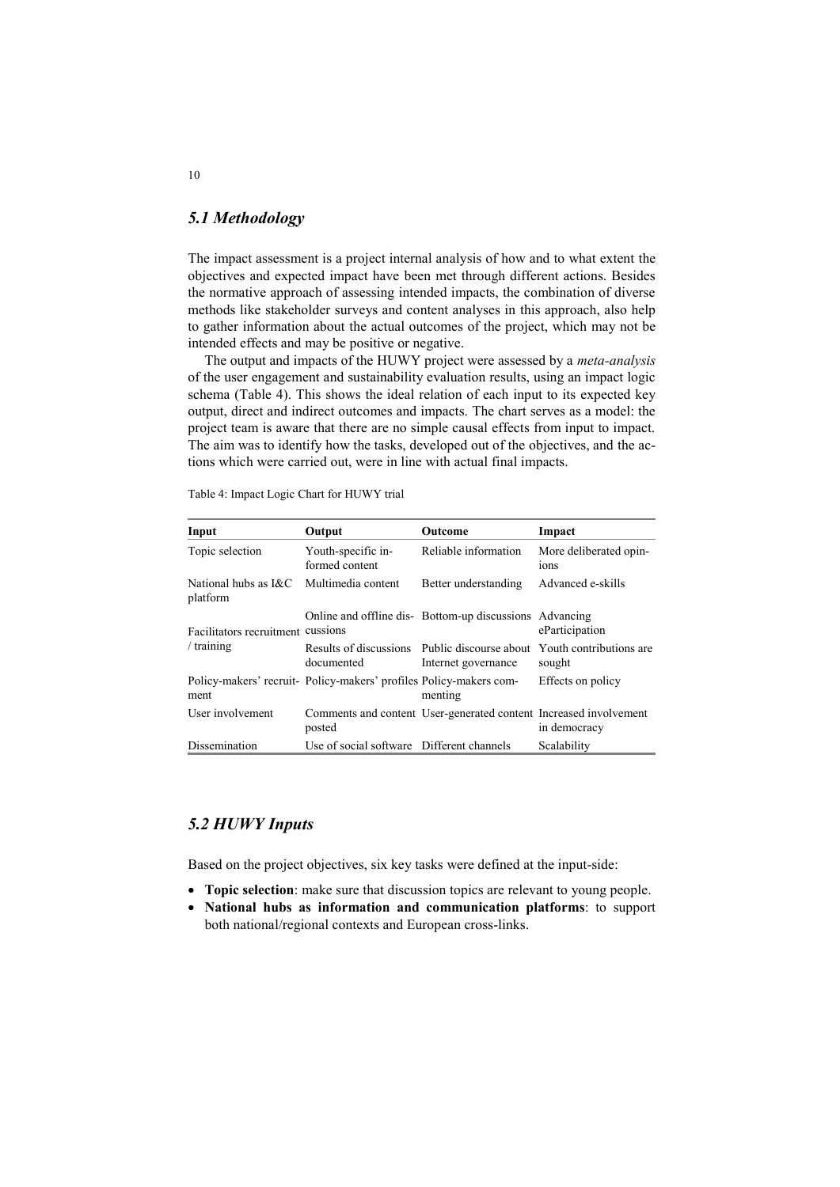## 5.1 Methodology

The impact assessment is a project internal analysis of how and to what extent the objectives and expected impact have been met through different actions. Besides the normative approach of assessing intended impacts, the combination of diverse methods like stakeholder surveys and content analyses in this approach, also help to gather information about the actual outcomes of the project, which may not be intended effects and may be positive or negative.

The output and impacts of the HUWY project were assessed by a *meta-analysis* of the user engagement and sustainability evaluation results, using an impact logic schema (Table 4). This shows the ideal relation of each input to its expected key output, direct and indirect outcomes and impacts. The chart serves as a model: the project team is aware that there are no simple causal effects from input to impact. The aim was to identify how the tasks, developed out of the objectives, and the actions which were carried out, were in line with actual final impacts.

Table 4: Impact Logic Chart for HUWY trial

| Input | Output | Outcome | Impact |
|---|---|---|---|
| Topic selection | Youth-specific informed content | Reliable information | More deliberated opinions |
| National hubs as I&C platform | Multimedia content | Better understanding | Advanced e-skills |
| Facilitators recruitment / training | Online and offline discussions | Bottom-up discussions | Advancing eParticipation |
| | Results of discussions documented | Public discourse about Internet governance | Youth contributions are sought |
| Policy-makers' recruitment | Policy-makers' profiles | Policy-makers commenting | Effects on policy |
| User involvement | Comments and content posted | User-generated content | Increased involvement in democracy |
| Dissemination | Use of social software | Different channels | Scalability |

## 5.2 HUWY Inputs

Based on the project objectives, six key tasks were defined at the input-side:

- **Topic selection**: make sure that discussion topics are relevant to young people.
- **National hubs as information and communication platforms**: to support both national/regional contexts and European cross-links.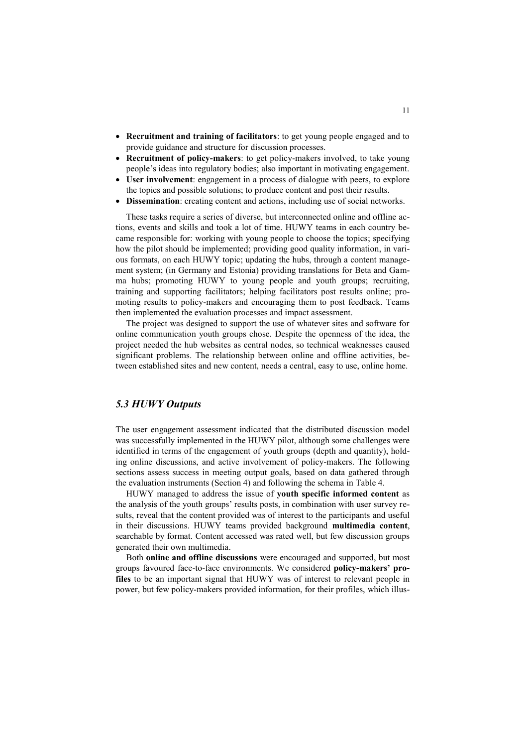- **Recruitment and training of facilitators**: to get young people engaged and to provide guidance and structure for discussion processes.
- **Recruitment of policy-makers**: to get policy-makers involved, to take young people's ideas into regulatory bodies; also important in motivating engagement.
- **User involvement**: engagement in a process of dialogue with peers, to explore the topics and possible solutions; to produce content and post their results.
- **Dissemination**: creating content and actions, including use of social networks.

These tasks require a series of diverse, but interconnected online and offline actions, events and skills and took a lot of time. HUWY teams in each country became responsible for: working with young people to choose the topics; specifying how the pilot should be implemented; providing good quality information, in various formats, on each HUWY topic; updating the hubs, through a content management system; (in Germany and Estonia) providing translations for Beta and Gamma hubs; promoting HUWY to young people and youth groups; recruiting, training and supporting facilitators; helping facilitators post results online; promoting results to policy-makers and encouraging them to post feedback. Teams then implemented the evaluation processes and impact assessment.

The project was designed to support the use of whatever sites and software for online communication youth groups chose. Despite the openness of the idea, the project needed the hub websites as central nodes, so technical weaknesses caused significant problems. The relationship between online and offline activities, between established sites and new content, needs a central, easy to use, online home.

### *5.3 HUWY Outputs*

The user engagement assessment indicated that the distributed discussion model was successfully implemented in the HUWY pilot, although some challenges were identified in terms of the engagement of youth groups (depth and quantity), holding online discussions, and active involvement of policy-makers. The following sections assess success in meeting output goals, based on data gathered through the evaluation instruments (Section 4) and following the schema in Table 4.

HUWY managed to address the issue of **youth specific informed content** as the analysis of the youth groups' results posts, in combination with user survey results, reveal that the content provided was of interest to the participants and useful in their discussions. HUWY teams provided background **multimedia content**, searchable by format. Content accessed was rated well, but few discussion groups generated their own multimedia.

Both **online and offline discussions** were encouraged and supported, but most groups favoured face-to-face environments. We considered **policy-makers' profiles** to be an important signal that HUWY was of interest to relevant people in power, but few policy-makers provided information, for their profiles, which illus-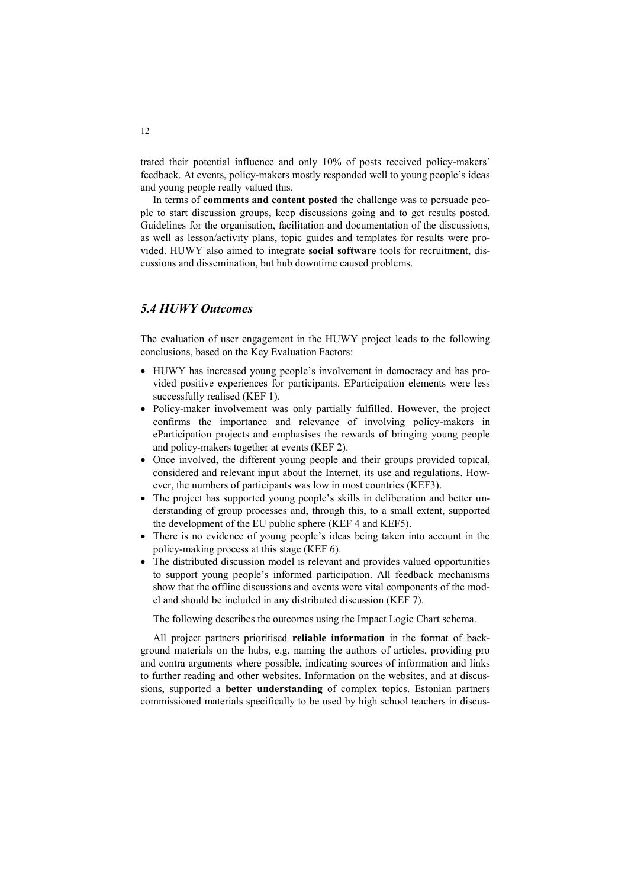trated their potential influence and only 10% of posts received policy-makers' feedback. At events, policy-makers mostly responded well to young people's ideas and young people really valued this.

In terms of **comments and content posted** the challenge was to persuade people to start discussion groups, keep discussions going and to get results posted. Guidelines for the organisation, facilitation and documentation of the discussions, as well as lesson/activity plans, topic guides and templates for results were provided. HUWY also aimed to integrate **social software** tools for recruitment, discussions and dissemination, but hub downtime caused problems.

### *5.4 HUWY Outcomes*

The evaluation of user engagement in the HUWY project leads to the following conclusions, based on the Key Evaluation Factors:

- HUWY has increased young people's involvement in democracy and has provided positive experiences for participants. EParticipation elements were less successfully realised (KEF 1).
- Policy-maker involvement was only partially fulfilled. However, the project confirms the importance and relevance of involving policy-makers in eParticipation projects and emphasises the rewards of bringing young people and policy-makers together at events (KEF 2).
- Once involved, the different young people and their groups provided topical, considered and relevant input about the Internet, its use and regulations. However, the numbers of participants was low in most countries (KEF3).
- The project has supported young people's skills in deliberation and better understanding of group processes and, through this, to a small extent, supported the development of the EU public sphere (KEF 4 and KEF5).
- There is no evidence of young people's ideas being taken into account in the policy-making process at this stage (KEF 6).
- The distributed discussion model is relevant and provides valued opportunities to support young people's informed participation. All feedback mechanisms show that the offline discussions and events were vital components of the model and should be included in any distributed discussion (KEF 7).

The following describes the outcomes using the Impact Logic Chart schema.

All project partners prioritised **reliable information** in the format of background materials on the hubs, e.g. naming the authors of articles, providing pro and contra arguments where possible, indicating sources of information and links to further reading and other websites. Information on the websites, and at discussions, supported a **better understanding** of complex topics. Estonian partners commissioned materials specifically to be used by high school teachers in discus-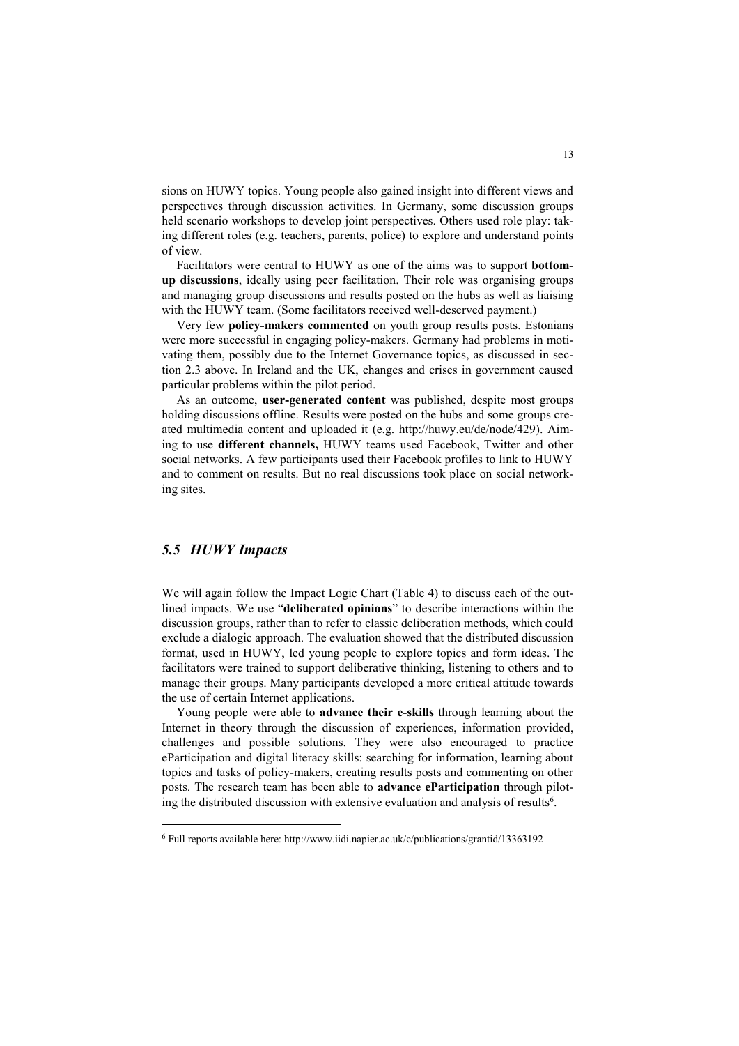sions on HUWY topics. Young people also gained insight into different views and perspectives through discussion activities. In Germany, some discussion groups held scenario workshops to develop joint perspectives. Others used role play: taking different roles (e.g. teachers, parents, police) to explore and understand points of view.

Facilitators were central to HUWY as one of the aims was to support **bottom-up discussions**, ideally using peer facilitation. Their role was organising groups and managing group discussions and results posted on the hubs as well as liaising with the HUWY team. (Some facilitators received well-deserved payment.)

Very few **policy-makers commented** on youth group results posts. Estonians were more successful in engaging policy-makers. Germany had problems in motivating them, possibly due to the Internet Governance topics, as discussed in section 2.3 above. In Ireland and the UK, changes and crises in government caused particular problems within the pilot period.

As an outcome, **user-generated content** was published, despite most groups holding discussions offline. Results were posted on the hubs and some groups created multimedia content and uploaded it (e.g. http://huwy.eu/de/node/429). Aiming to use **different channels,** HUWY teams used Facebook, Twitter and other social networks. A few participants used their Facebook profiles to link to HUWY and to comment on results. But no real discussions took place on social networking sites.

## *5.5 HUWY Impacts*

We will again follow the Impact Logic Chart (Table 4) to discuss each of the outlined impacts. We use "**deliberated opinions**" to describe interactions within the discussion groups, rather than to refer to classic deliberation methods, which could exclude a dialogic approach. The evaluation showed that the distributed discussion format, used in HUWY, led young people to explore topics and form ideas. The facilitators were trained to support deliberative thinking, listening to others and to manage their groups. Many participants developed a more critical attitude towards the use of certain Internet applications.

Young people were able to **advance their e-skills** through learning about the Internet in theory through the discussion of experiences, information provided, challenges and possible solutions. They were also encouraged to practice eParticipation and digital literacy skills: searching for information, learning about topics and tasks of policy-makers, creating results posts and commenting on other posts. The research team has been able to **advance eParticipation** through piloting the distributed discussion with extensive evaluation and analysis of results[6].

[6] Full reports available here: http://www.iidi.napier.ac.uk/c/publications/grantid/13363192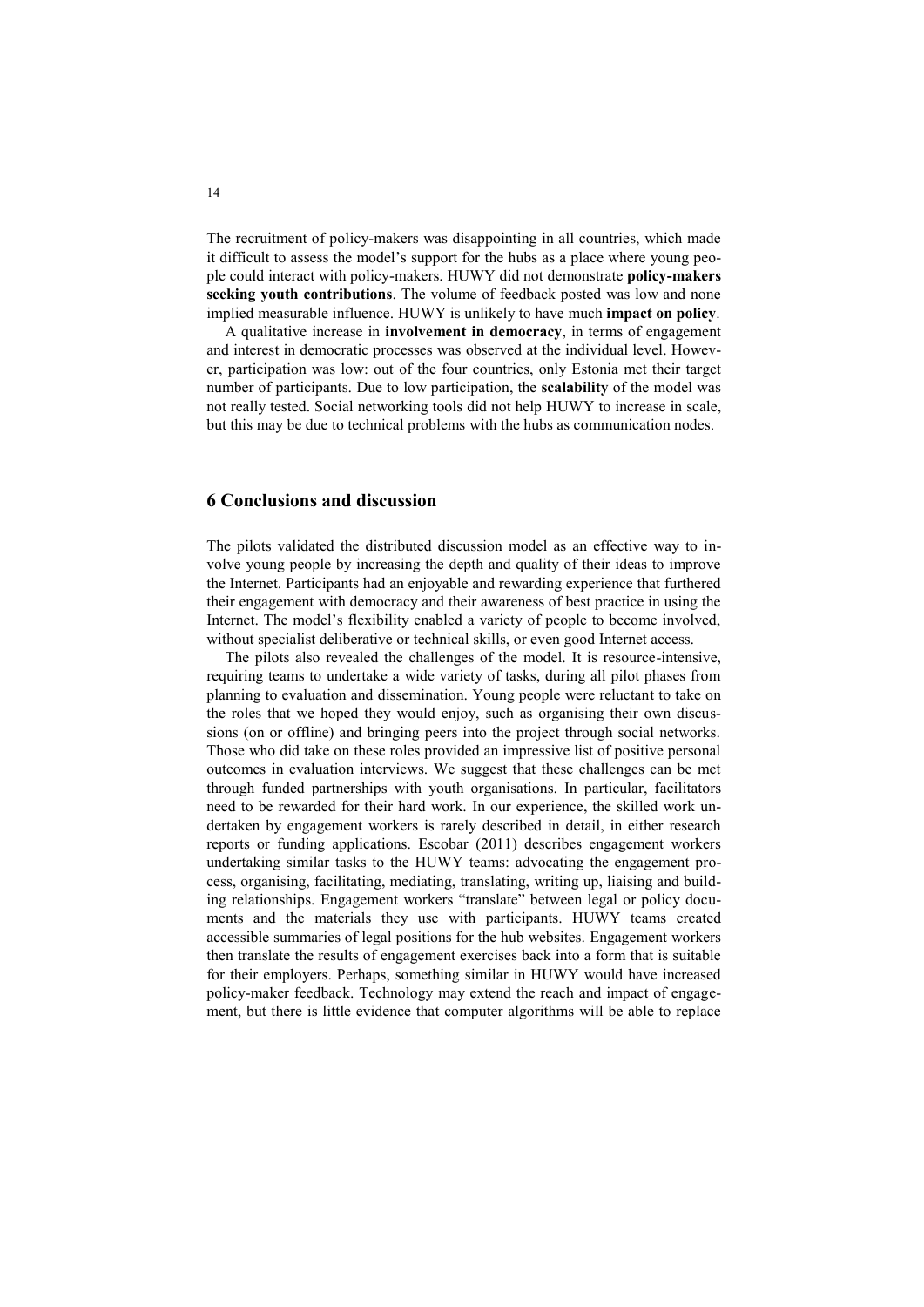The recruitment of policy-makers was disappointing in all countries, which made it difficult to assess the model's support for the hubs as a place where young people could interact with policy-makers. HUWY did not demonstrate **policy-makers seeking youth contributions**. The volume of feedback posted was low and none implied measurable influence. HUWY is unlikely to have much **impact on policy**.

A qualitative increase in **involvement in democracy**, in terms of engagement and interest in democratic processes was observed at the individual level. However, participation was low: out of the four countries, only Estonia met their target number of participants. Due to low participation, the **scalability** of the model was not really tested. Social networking tools did not help HUWY to increase in scale, but this may be due to technical problems with the hubs as communication nodes.

## 6 Conclusions and discussion

The pilots validated the distributed discussion model as an effective way to involve young people by increasing the depth and quality of their ideas to improve the Internet. Participants had an enjoyable and rewarding experience that furthered their engagement with democracy and their awareness of best practice in using the Internet. The model's flexibility enabled a variety of people to become involved, without specialist deliberative or technical skills, or even good Internet access.

The pilots also revealed the challenges of the model. It is resource-intensive, requiring teams to undertake a wide variety of tasks, during all pilot phases from planning to evaluation and dissemination. Young people were reluctant to take on the roles that we hoped they would enjoy, such as organising their own discussions (on or offline) and bringing peers into the project through social networks. Those who did take on these roles provided an impressive list of positive personal outcomes in evaluation interviews. We suggest that these challenges can be met through funded partnerships with youth organisations. In particular, facilitators need to be rewarded for their hard work. In our experience, the skilled work undertaken by engagement workers is rarely described in detail, in either research reports or funding applications. Escobar (2011) describes engagement workers undertaking similar tasks to the HUWY teams: advocating the engagement process, organising, facilitating, mediating, translating, writing up, liaising and building relationships. Engagement workers "translate" between legal or policy documents and the materials they use with participants. HUWY teams created accessible summaries of legal positions for the hub websites. Engagement workers then translate the results of engagement exercises back into a form that is suitable for their employers. Perhaps, something similar in HUWY would have increased policy-maker feedback. Technology may extend the reach and impact of engagement, but there is little evidence that computer algorithms will be able to replace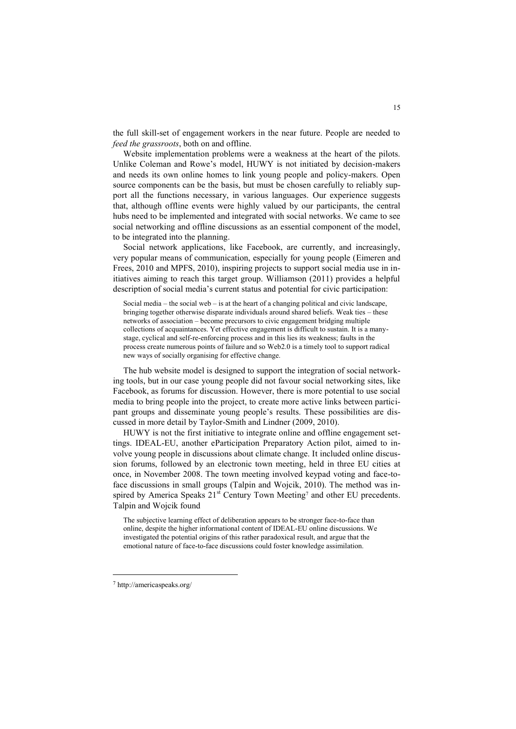the full skill-set of engagement workers in the near future. People are needed to *feed the grassroots*, both on and offline.

Website implementation problems were a weakness at the heart of the pilots. Unlike Coleman and Rowe's model, HUWY is not initiated by decision-makers and needs its own online homes to link young people and policy-makers. Open source components can be the basis, but must be chosen carefully to reliably support all the functions necessary, in various languages. Our experience suggests that, although offline events were highly valued by our participants, the central hubs need to be implemented and integrated with social networks. We came to see social networking and offline discussions as an essential component of the model, to be integrated into the planning.

Social network applications, like Facebook, are currently, and increasingly, very popular means of communication, especially for young people (Eimeren and Frees, 2010 and MPFS, 2010), inspiring projects to support social media use in initiatives aiming to reach this target group. Williamson (2011) provides a helpful description of social media's current status and potential for civic participation:

> Social media – the social web – is at the heart of a changing political and civic landscape, bringing together otherwise disparate individuals around shared beliefs. Weak ties – these networks of association – become precursors to civic engagement bridging multiple collections of acquaintances. Yet effective engagement is difficult to sustain. It is a many-stage, cyclical and self-re-enforcing process and in this lies its weakness; faults in the process create numerous points of failure and so Web2.0 is a timely tool to support radical new ways of socially organising for effective change.

The hub website model is designed to support the integration of social networking tools, but in our case young people did not favour social networking sites, like Facebook, as forums for discussion. However, there is more potential to use social media to bring people into the project, to create more active links between participant groups and disseminate young people's results. These possibilities are discussed in more detail by Taylor-Smith and Lindner (2009, 2010).

HUWY is not the first initiative to integrate online and offline engagement settings. IDEAL-EU, another eParticipation Preparatory Action pilot, aimed to involve young people in discussions about climate change. It included online discussion forums, followed by an electronic town meeting, held in three EU cities at once, in November 2008. The town meeting involved keypad voting and face-to-face discussions in small groups (Talpin and Wojcik, 2010). The method was inspired by America Speaks 21st Century Town Meeting[7] and other EU precedents. Talpin and Wojcik found

> The subjective learning effect of deliberation appears to be stronger face-to-face than online, despite the higher informational content of IDEAL-EU online discussions. We investigated the potential origins of this rather paradoxical result, and argue that the emotional nature of face-to-face discussions could foster knowledge assimilation.

[7] http://americaspeaks.org/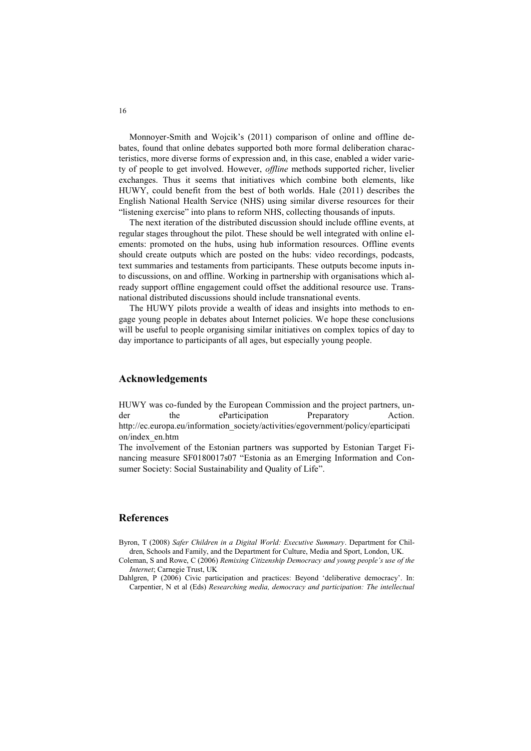Monnoyer-Smith and Wojcik's (2011) comparison of online and offline debates, found that online debates supported both more formal deliberation characteristics, more diverse forms of expression and, in this case, enabled a wider variety of people to get involved. However, *offline* methods supported richer, livelier exchanges. Thus it seems that initiatives which combine both elements, like HUWY, could benefit from the best of both worlds. Hale (2011) describes the English National Health Service (NHS) using similar diverse resources for their "listening exercise" into plans to reform NHS, collecting thousands of inputs.

The next iteration of the distributed discussion should include offline events, at regular stages throughout the pilot. These should be well integrated with online elements: promoted on the hubs, using hub information resources. Offline events should create outputs which are posted on the hubs: video recordings, podcasts, text summaries and testaments from participants. These outputs become inputs into discussions, on and offline. Working in partnership with organisations which already support offline engagement could offset the additional resource use. Transnational distributed discussions should include transnational events.

The HUWY pilots provide a wealth of ideas and insights into methods to engage young people in debates about Internet policies. We hope these conclusions will be useful to people organising similar initiatives on complex topics of day to day importance to participants of all ages, but especially young people.

## Acknowledgements

HUWY was co-funded by the European Commission and the project partners, under the eParticipation Preparatory Action. http://ec.europa.eu/information_society/activities/egovernment/policy/eparticipation/index_en.htm

The involvement of the Estonian partners was supported by Estonian Target Financing measure SF0180017s07 "Estonia as an Emerging Information and Consumer Society: Social Sustainability and Quality of Life".

## References

Byron, T (2008) *Safer Children in a Digital World: Executive Summary*. Department for Children, Schools and Family, and the Department for Culture, Media and Sport, London, UK.

Coleman, S and Rowe, C (2006) *Remixing Citizenship Democracy and young people's use of the Internet*; Carnegie Trust, UK

Dahlgren, P (2006) Civic participation and practices: Beyond 'deliberative democracy'. In: Carpentier, N et al (Eds) *Researching media, democracy and participation: The intellectual*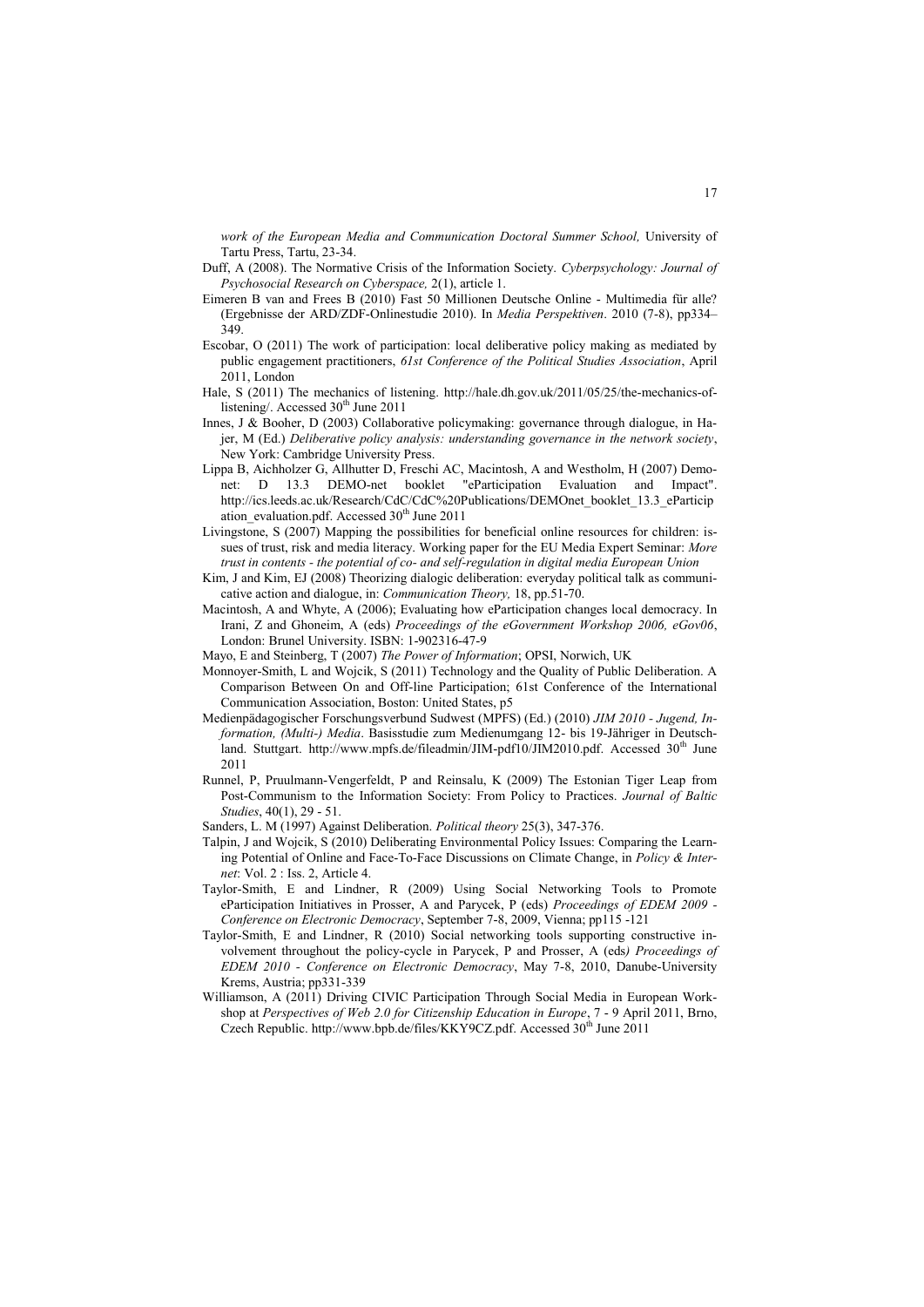*work of the European Media and Communication Doctoral Summer School,* University of Tartu Press, Tartu, 23-34.

Duff, A (2008). The Normative Crisis of the Information Society. *Cyberpsychology: Journal of Psychosocial Research on Cyberspace,* 2(1), article 1.

Eimeren B van and Frees B (2010) Fast 50 Millionen Deutsche Online - Multimedia für alle? (Ergebnisse der ARD/ZDF-Onlinestudie 2010). In *Media Perspektiven*. 2010 (7-8), pp334–349.

Escobar, O (2011) The work of participation: local deliberative policy making as mediated by public engagement practitioners, *61st Conference of the Political Studies Association*, April 2011, London

Hale, S (2011) The mechanics of listening. http://hale.dh.gov.uk/2011/05/25/the-mechanics-of-listening/. Accessed 30th June 2011

Innes, J & Booher, D (2003) Collaborative policymaking: governance through dialogue, in Hajer, M (Ed.) *Deliberative policy analysis: understanding governance in the network society*, New York: Cambridge University Press.

Lippa B, Aichholzer G, Allhutter D, Freschi AC, Macintosh, A and Westholm, H (2007) Demo-net: D 13.3 DEMO-net booklet "eParticipation Evaluation and Impact". http://ics.leeds.ac.uk/Research/CdC/CdC%20Publications/DEMOnet_booklet_13.3_eParticipation_evaluation.pdf. Accessed 30th June 2011

Livingstone, S (2007) Mapping the possibilities for beneficial online resources for children: issues of trust, risk and media literacy. Working paper for the EU Media Expert Seminar: *More trust in contents - the potential of co- and self-regulation in digital media European Union*

Kim, J and Kim, EJ (2008) Theorizing dialogic deliberation: everyday political talk as communicative action and dialogue, in: *Communication Theory,* 18, pp.51-70.

Macintosh, A and Whyte, A (2006); Evaluating how eParticipation changes local democracy. In Irani, Z and Ghoneim, A (eds) *Proceedings of the eGovernment Workshop 2006, eGov06*, London: Brunel University. ISBN: 1-902316-47-9

Mayo, E and Steinberg, T (2007) *The Power of Information*; OPSI, Norwich, UK

Monnoyer-Smith, L and Wojcik, S (2011) Technology and the Quality of Public Deliberation. A Comparison Between On and Off-line Participation; 61st Conference of the International Communication Association, Boston: United States, p5

Medienpädagogischer Forschungsverbund Sudwest (MPFS) (Ed.) (2010) *JIM 2010 - Jugend, Information, (Multi-) Media*. Basisstudie zum Medienumgang 12- bis 19-Jähriger in Deutschland. Stuttgart. http://www.mpfs.de/fileadmin/JIM-pdf10/JIM2010.pdf. Accessed 30th June 2011

Runnel, P, Pruulmann-Vengerfeldt, P and Reinsalu, K (2009) The Estonian Tiger Leap from Post-Communism to the Information Society: From Policy to Practices. *Journal of Baltic Studies*, 40(1), 29 - 51.

Sanders, L. M (1997) Against Deliberation. *Political theory* 25(3), 347-376.

Talpin, J and Wojcik, S (2010) Deliberating Environmental Policy Issues: Comparing the Learning Potential of Online and Face-To-Face Discussions on Climate Change, in *Policy & Internet*: Vol. 2 : Iss. 2, Article 4.

Taylor-Smith, E and Lindner, R (2009) Using Social Networking Tools to Promote eParticipation Initiatives in Prosser, A and Parycek, P (eds) *Proceedings of EDEM 2009 - Conference on Electronic Democracy*, September 7-8, 2009, Vienna; pp115 -121

Taylor-Smith, E and Lindner, R (2010) Social networking tools supporting constructive involvement throughout the policy-cycle in Parycek, P and Prosser, A (eds*) Proceedings of EDEM 2010 - Conference on Electronic Democracy*, May 7-8, 2010, Danube-University Krems, Austria; pp331-339

Williamson, A (2011) Driving CIVIC Participation Through Social Media in European Workshop at *Perspectives of Web 2.0 for Citizenship Education in Europe*, 7 - 9 April 2011, Brno, Czech Republic. http://www.bpb.de/files/KKY9CZ.pdf. Accessed 30th June 2011